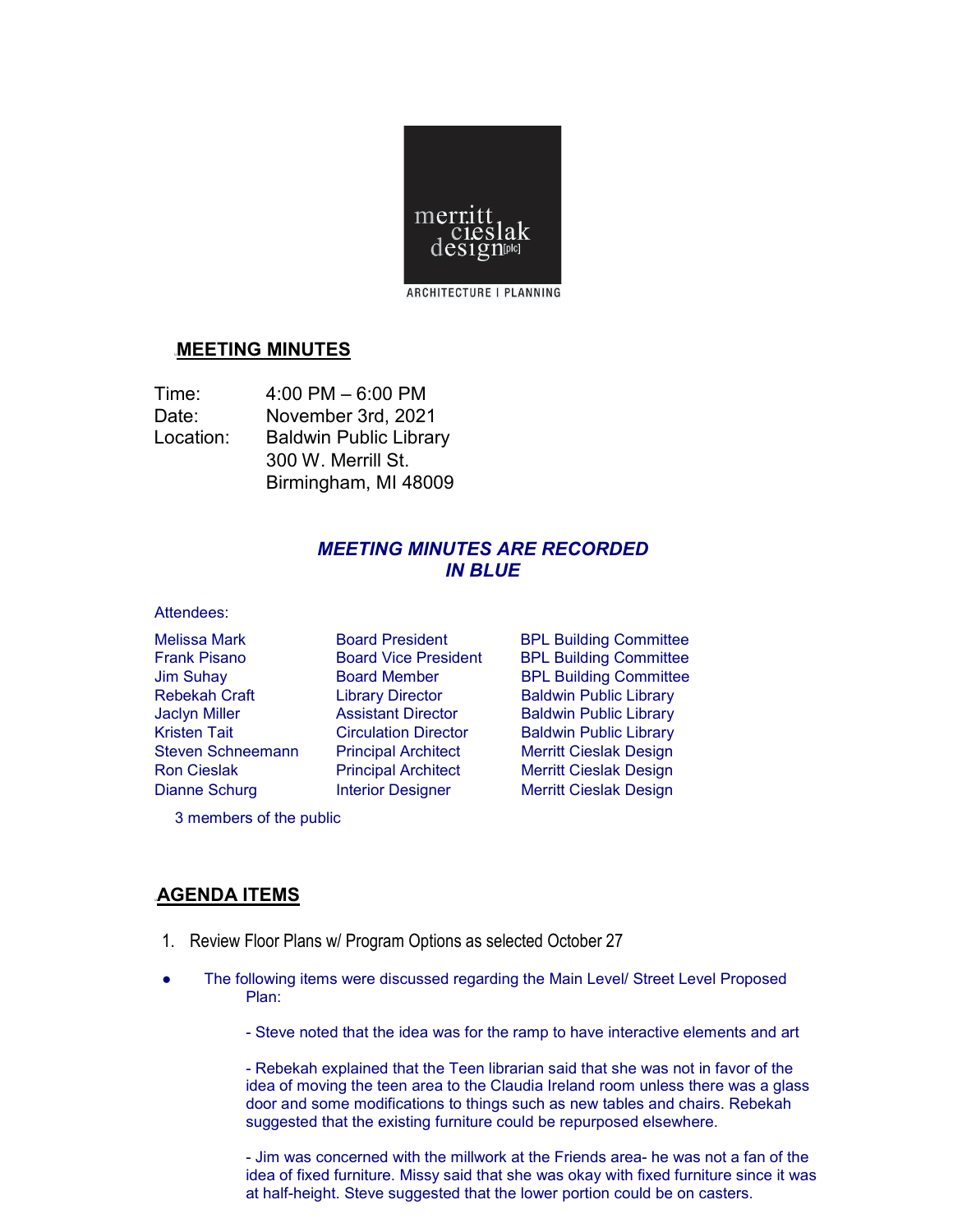merritt cieslak design[plc]

ARCHITECTURE | PLANNING

## MEETING MINUTES

Time: 4:00 PM – 6:00 PM
Date: November 3rd, 2021
Location: Baldwin Public Library
300 W. Merrill St.
Birmingham, MI 48009

***MEETING MINUTES ARE RECORDED IN BLUE***

Attendees:

| | | |
|---|---|---|
| Melissa Mark | Board President | BPL Building Committee |
| Frank Pisano | Board Vice President | BPL Building Committee |
| Jim Suhay | Board Member | BPL Building Committee |
| Rebekah Craft | Library Director | Baldwin Public Library |
| Jaclyn Miller | Assistant Director | Baldwin Public Library |
| Kristen Tait | Circulation Director | Baldwin Public Library |
| Steven Schneemann | Principal Architect | Merritt Cieslak Design |
| Ron Cieslak | Principal Architect | Merritt Cieslak Design |
| Dianne Schurg | Interior Designer | Merritt Cieslak Design |

3 members of the public

## AGENDA ITEMS

1. Review Floor Plans w/ Program Options as selected October 27

- The following items were discussed regarding the Main Level/ Street Level Proposed Plan:

  - Steve noted that the idea was for the ramp to have interactive elements and art

  - Rebekah explained that the Teen librarian said that she was not in favor of the idea of moving the teen area to the Claudia Ireland room unless there was a glass door and some modifications to things such as new tables and chairs. Rebekah suggested that the existing furniture could be repurposed elsewhere.

  - Jim was concerned with the millwork at the Friends area- he was not a fan of the idea of fixed furniture. Missy said that she was okay with fixed furniture since it was at half-height. Steve suggested that the lower portion could be on casters.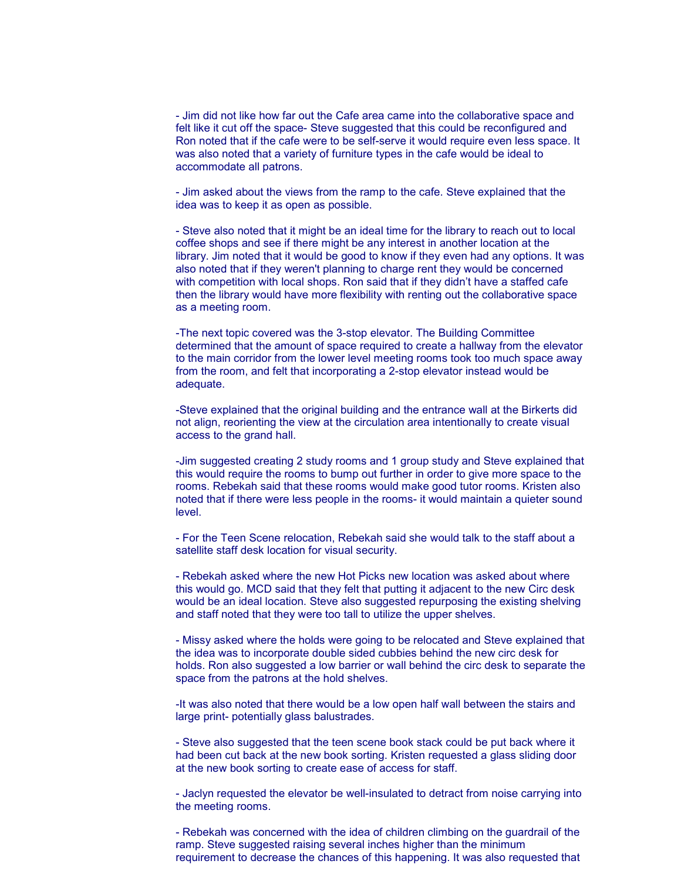- Jim did not like how far out the Cafe area came into the collaborative space and felt like it cut off the space- Steve suggested that this could be reconfigured and Ron noted that if the cafe were to be self-serve it would require even less space. It was also noted that a variety of furniture types in the cafe would be ideal to accommodate all patrons.

- Jim asked about the views from the ramp to the cafe. Steve explained that the idea was to keep it as open as possible.

- Steve also noted that it might be an ideal time for the library to reach out to local coffee shops and see if there might be any interest in another location at the library. Jim noted that it would be good to know if they even had any options. It was also noted that if they weren't planning to charge rent they would be concerned with competition with local shops. Ron said that if they didn't have a staffed cafe then the library would have more flexibility with renting out the collaborative space as a meeting room.

-The next topic covered was the 3-stop elevator. The Building Committee determined that the amount of space required to create a hallway from the elevator to the main corridor from the lower level meeting rooms took too much space away from the room, and felt that incorporating a 2-stop elevator instead would be adequate.

-Steve explained that the original building and the entrance wall at the Birkerts did not align, reorienting the view at the circulation area intentionally to create visual access to the grand hall.

-Jim suggested creating 2 study rooms and 1 group study and Steve explained that this would require the rooms to bump out further in order to give more space to the rooms. Rebekah said that these rooms would make good tutor rooms. Kristen also noted that if there were less people in the rooms- it would maintain a quieter sound level.

- For the Teen Scene relocation, Rebekah said she would talk to the staff about a satellite staff desk location for visual security.

- Rebekah asked where the new Hot Picks new location was asked about where this would go. MCD said that they felt that putting it adjacent to the new Circ desk would be an ideal location. Steve also suggested repurposing the existing shelving and staff noted that they were too tall to utilize the upper shelves.

- Missy asked where the holds were going to be relocated and Steve explained that the idea was to incorporate double sided cubbies behind the new circ desk for holds. Ron also suggested a low barrier or wall behind the circ desk to separate the space from the patrons at the hold shelves.

-It was also noted that there would be a low open half wall between the stairs and large print- potentially glass balustrades.

- Steve also suggested that the teen scene book stack could be put back where it had been cut back at the new book sorting. Kristen requested a glass sliding door at the new book sorting to create ease of access for staff.

- Jaclyn requested the elevator be well-insulated to detract from noise carrying into the meeting rooms.

- Rebekah was concerned with the idea of children climbing on the guardrail of the ramp. Steve suggested raising several inches higher than the minimum requirement to decrease the chances of this happening. It was also requested that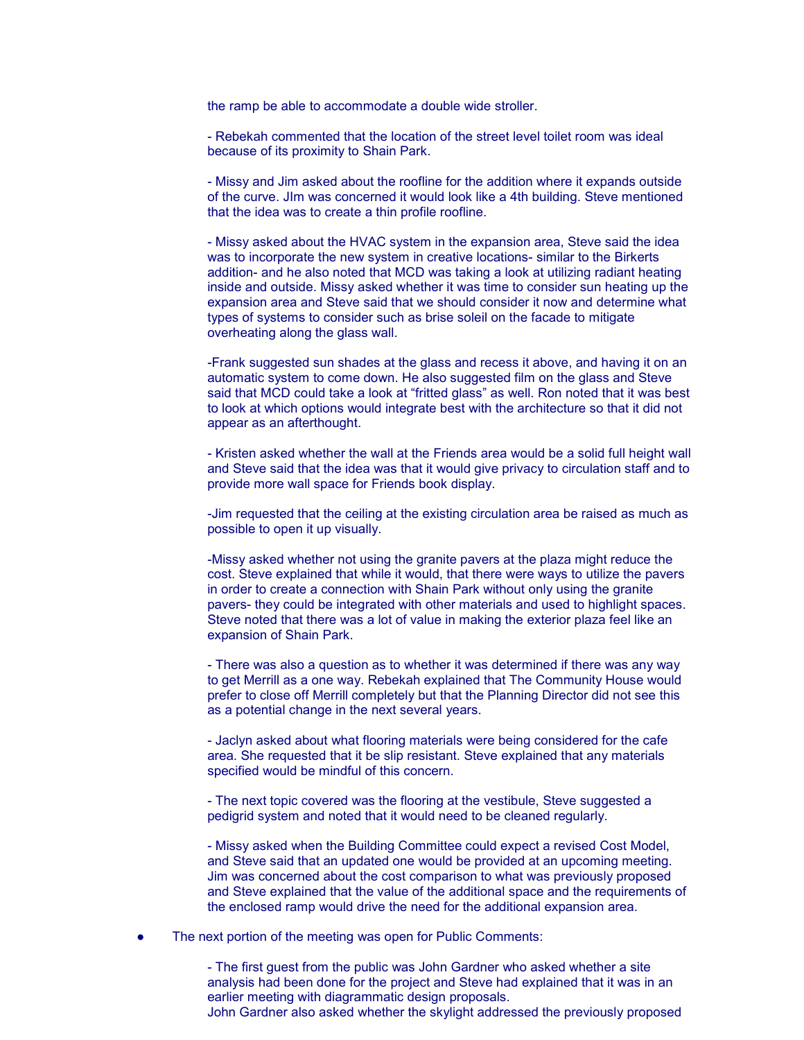the ramp be able to accommodate a double wide stroller.

- Rebekah commented that the location of the street level toilet room was ideal because of its proximity to Shain Park.

- Missy and Jim asked about the roofline for the addition where it expands outside of the curve. JIm was concerned it would look like a 4th building. Steve mentioned that the idea was to create a thin profile roofline.

- Missy asked about the HVAC system in the expansion area, Steve said the idea was to incorporate the new system in creative locations- similar to the Birkerts addition- and he also noted that MCD was taking a look at utilizing radiant heating inside and outside. Missy asked whether it was time to consider sun heating up the expansion area and Steve said that we should consider it now and determine what types of systems to consider such as brise soleil on the facade to mitigate overheating along the glass wall.

-Frank suggested sun shades at the glass and recess it above, and having it on an automatic system to come down. He also suggested film on the glass and Steve said that MCD could take a look at "fritted glass" as well. Ron noted that it was best to look at which options would integrate best with the architecture so that it did not appear as an afterthought.

- Kristen asked whether the wall at the Friends area would be a solid full height wall and Steve said that the idea was that it would give privacy to circulation staff and to provide more wall space for Friends book display.

-Jim requested that the ceiling at the existing circulation area be raised as much as possible to open it up visually.

-Missy asked whether not using the granite pavers at the plaza might reduce the cost. Steve explained that while it would, that there were ways to utilize the pavers in order to create a connection with Shain Park without only using the granite pavers- they could be integrated with other materials and used to highlight spaces. Steve noted that there was a lot of value in making the exterior plaza feel like an expansion of Shain Park.

- There was also a question as to whether it was determined if there was any way to get Merrill as a one way. Rebekah explained that The Community House would prefer to close off Merrill completely but that the Planning Director did not see this as a potential change in the next several years.

- Jaclyn asked about what flooring materials were being considered for the cafe area. She requested that it be slip resistant. Steve explained that any materials specified would be mindful of this concern.

- The next topic covered was the flooring at the vestibule, Steve suggested a pedigrid system and noted that it would need to be cleaned regularly.

- Missy asked when the Building Committee could expect a revised Cost Model, and Steve said that an updated one would be provided at an upcoming meeting. Jim was concerned about the cost comparison to what was previously proposed and Steve explained that the value of the additional space and the requirements of the enclosed ramp would drive the need for the additional expansion area.

- The next portion of the meeting was open for Public Comments:

  - The first guest from the public was John Gardner who asked whether a site analysis had been done for the project and Steve had explained that it was in an earlier meeting with diagrammatic design proposals.
  John Gardner also asked whether the skylight addressed the previously proposed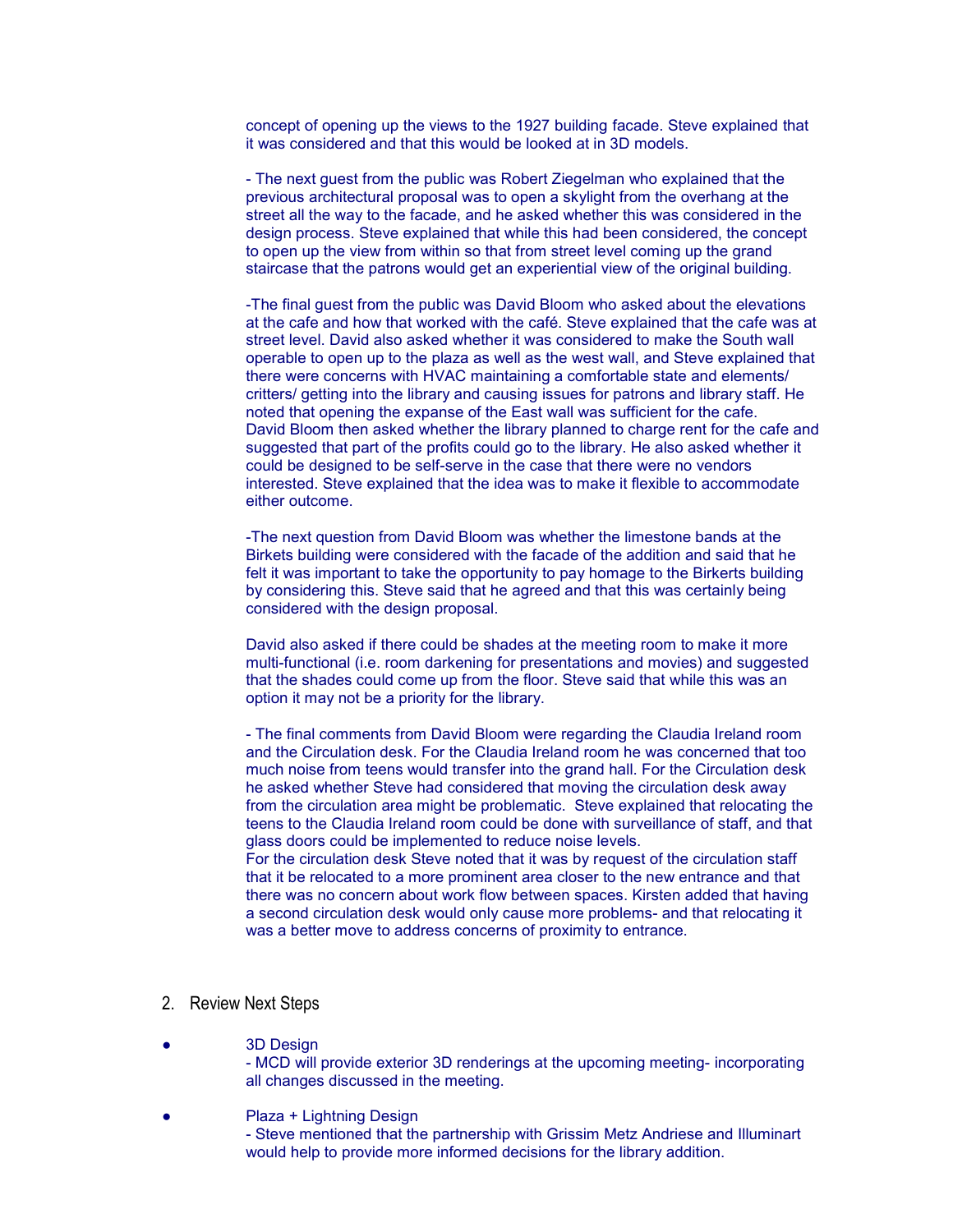concept of opening up the views to the 1927 building facade. Steve explained that it was considered and that this would be looked at in 3D models.

- The next guest from the public was Robert Ziegelman who explained that the previous architectural proposal was to open a skylight from the overhang at the street all the way to the facade, and he asked whether this was considered in the design process. Steve explained that while this had been considered, the concept to open up the view from within so that from street level coming up the grand staircase that the patrons would get an experiential view of the original building.

-The final guest from the public was David Bloom who asked about the elevations at the cafe and how that worked with the café. Steve explained that the cafe was at street level. David also asked whether it was considered to make the South wall operable to open up to the plaza as well as the west wall, and Steve explained that there were concerns with HVAC maintaining a comfortable state and elements/ critters/ getting into the library and causing issues for patrons and library staff. He noted that opening the expanse of the East wall was sufficient for the cafe. David Bloom then asked whether the library planned to charge rent for the cafe and suggested that part of the profits could go to the library. He also asked whether it could be designed to be self-serve in the case that there were no vendors interested. Steve explained that the idea was to make it flexible to accommodate either outcome.

-The next question from David Bloom was whether the limestone bands at the Birkets building were considered with the facade of the addition and said that he felt it was important to take the opportunity to pay homage to the Birkerts building by considering this. Steve said that he agreed and that this was certainly being considered with the design proposal.

David also asked if there could be shades at the meeting room to make it more multi-functional (i.e. room darkening for presentations and movies) and suggested that the shades could come up from the floor. Steve said that while this was an option it may not be a priority for the library.

- The final comments from David Bloom were regarding the Claudia Ireland room and the Circulation desk. For the Claudia Ireland room he was concerned that too much noise from teens would transfer into the grand hall. For the Circulation desk he asked whether Steve had considered that moving the circulation desk away from the circulation area might be problematic. Steve explained that relocating the teens to the Claudia Ireland room could be done with surveillance of staff, and that glass doors could be implemented to reduce noise levels.
For the circulation desk Steve noted that it was by request of the circulation staff that it be relocated to a more prominent area closer to the new entrance and that there was no concern about work flow between spaces. Kirsten added that having a second circulation desk would only cause more problems- and that relocating it was a better move to address concerns of proximity to entrance.

2. Review Next Steps

- 3D Design
  - MCD will provide exterior 3D renderings at the upcoming meeting- incorporating all changes discussed in the meeting.

- Plaza + Lightning Design
  - Steve mentioned that the partnership with Grissim Metz Andriese and Illuminart would help to provide more informed decisions for the library addition.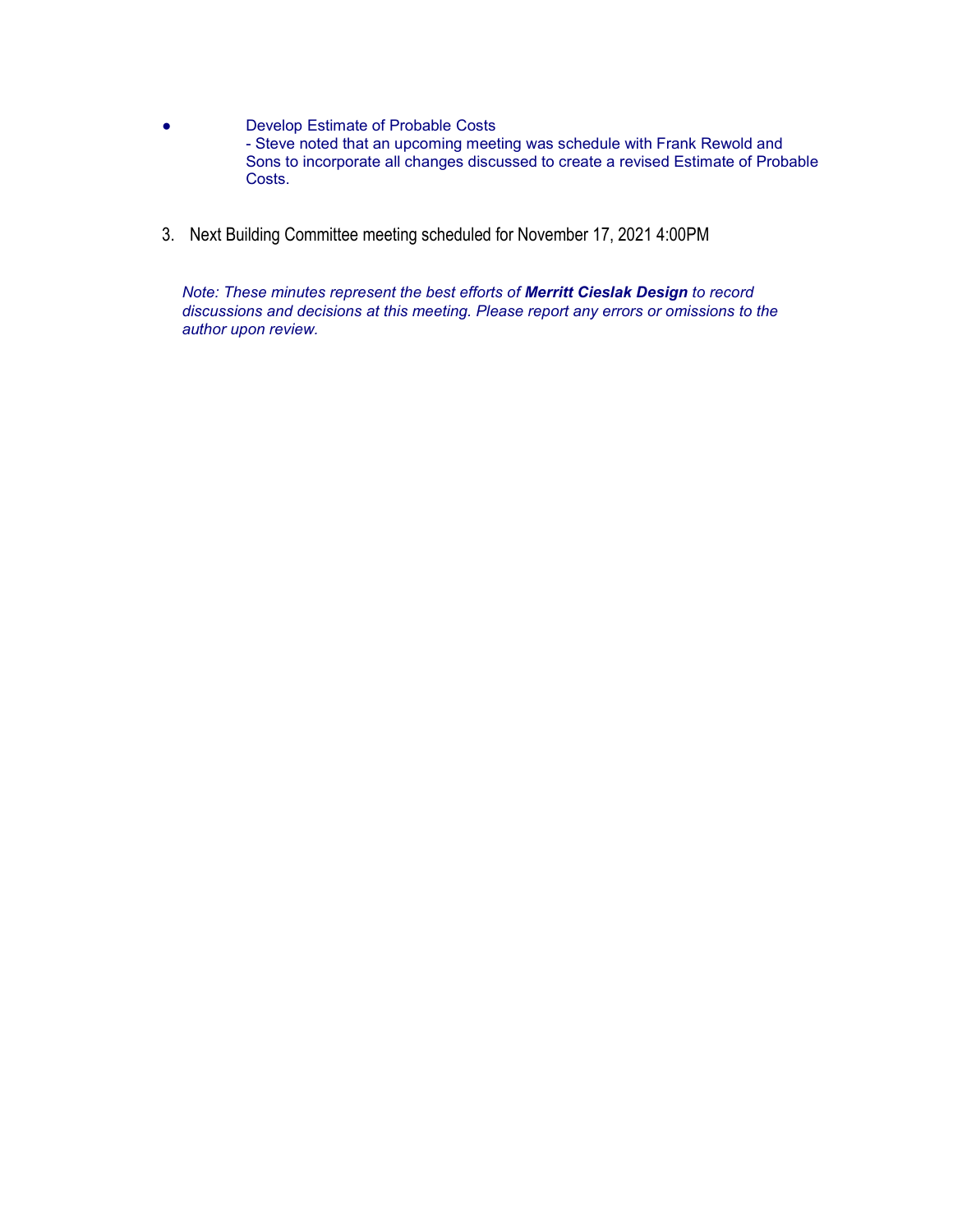- Develop Estimate of Probable Costs
  - Steve noted that an upcoming meeting was schedule with Frank Rewold and Sons to incorporate all changes discussed to create a revised Estimate of Probable Costs.

3. Next Building Committee meeting scheduled for November 17, 2021 4:00PM

*Note: These minutes represent the best efforts of **Merritt Cieslak Design** to record discussions and decisions at this meeting. Please report any errors or omissions to the author upon review.*